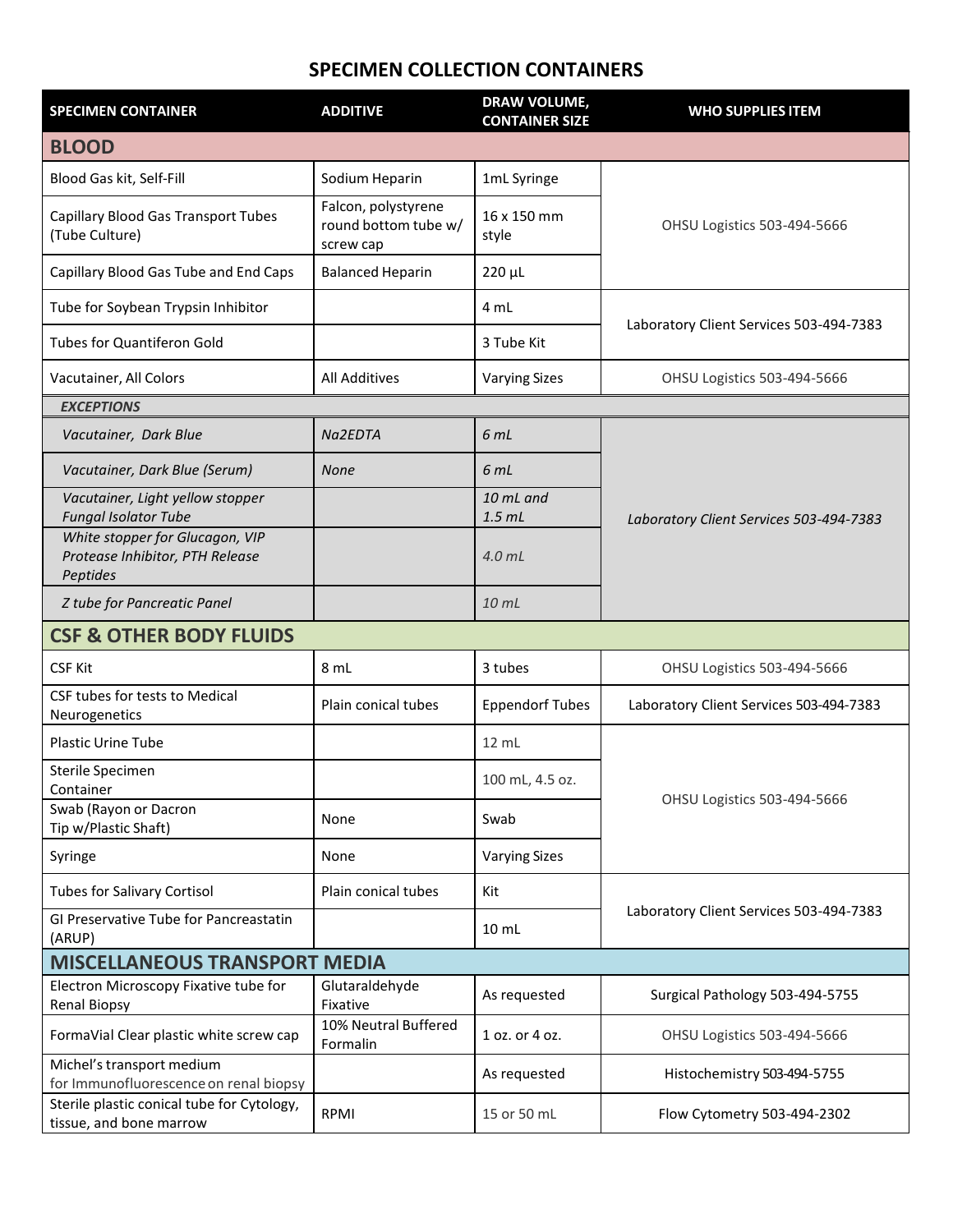# SPECIMEN COLLECTION CONTAINERS

| SPECIMEN CONTAINER | ADDITIVE | DRAW VOLUME, CONTAINER SIZE | WHO SUPPLIES ITEM |
|---|---|---|---|
| **BLOOD** | | | |
| Blood Gas kit, Self-Fill | Sodium Heparin | 1mL Syringe | OHSU Logistics 503-494-5666 |
| Capillary Blood Gas Transport Tubes (Tube Culture) | Falcon, polystyrene round bottom tube w/ screw cap | 16 x 150 mm style | OHSU Logistics 503-494-5666 |
| Capillary Blood Gas Tube and End Caps | Balanced Heparin | 220 µL | OHSU Logistics 503-494-5666 |
| Tube for Soybean Trypsin Inhibitor | | 4 mL | Laboratory Client Services 503-494-7383 |
| Tubes for Quantiferon Gold | | 3 Tube Kit | Laboratory Client Services 503-494-7383 |
| Vacutainer, All Colors | All Additives | Varying Sizes | OHSU Logistics 503-494-5666 |
| ***EXCEPTIONS*** | | | |
| *Vacutainer, Dark Blue* | *Na2EDTA* | *6 mL* | *Laboratory Client Services 503-494-7383* |
| *Vacutainer, Dark Blue (Serum)* | *None* | *6 mL* | *Laboratory Client Services 503-494-7383* |
| *Vacutainer, Light yellow stopper Fungal Isolator Tube* | | *10 mL and 1.5 mL* | *Laboratory Client Services 503-494-7383* |
| *White stopper for Glucagon, VIP Protease Inhibitor, PTH Release Peptides* | | *4.0 mL* | *Laboratory Client Services 503-494-7383* |
| *Z tube for Pancreatic Panel* | | *10 mL* | *Laboratory Client Services 503-494-7383* |
| **CSF & OTHER BODY FLUIDS** | | | |
| CSF Kit | 8 mL | 3 tubes | OHSU Logistics 503-494-5666 |
| CSF tubes for tests to Medical Neurogenetics | Plain conical tubes | Eppendorf Tubes | Laboratory Client Services 503-494-7383 |
| Plastic Urine Tube | | 12 mL | OHSU Logistics 503-494-5666 |
| Sterile Specimen Container | | 100 mL, 4.5 oz. | OHSU Logistics 503-494-5666 |
| Swab (Rayon or Dacron Tip w/Plastic Shaft) | None | Swab | OHSU Logistics 503-494-5666 |
| Syringe | None | Varying Sizes | OHSU Logistics 503-494-5666 |
| Tubes for Salivary Cortisol | Plain conical tubes | Kit | Laboratory Client Services 503-494-7383 |
| GI Preservative Tube for Pancreastatin (ARUP) | | 10 mL | Laboratory Client Services 503-494-7383 |
| **MISCELLANEOUS TRANSPORT MEDIA** | | | |
| Electron Microscopy Fixative tube for Renal Biopsy | Glutaraldehyde Fixative | As requested | Surgical Pathology 503-494-5755 |
| FormaVial Clear plastic white screw cap | 10% Neutral Buffered Formalin | 1 oz. or 4 oz. | OHSU Logistics 503-494-5666 |
| Michel's transport medium for Immunofluorescence on renal biopsy | | As requested | Histochemistry 503-494-5755 |
| Sterile plastic conical tube for Cytology, tissue, and bone marrow | RPMI | 15 or 50 mL | Flow Cytometry 503-494-2302 |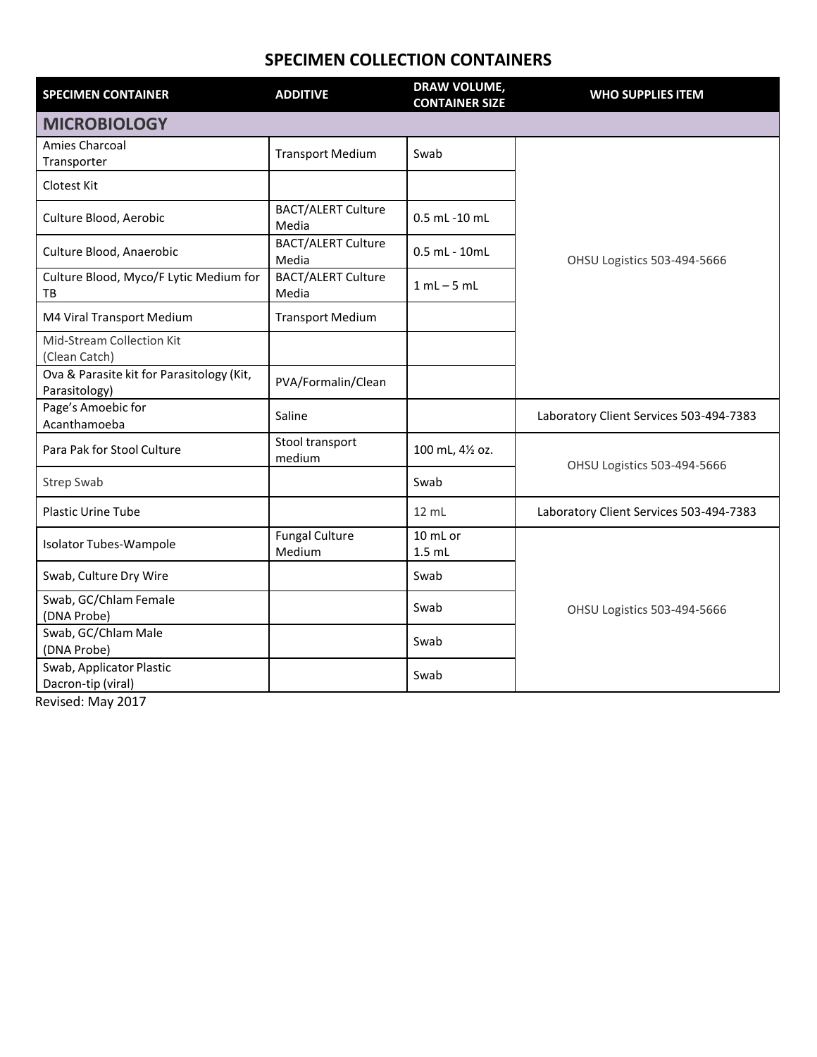# SPECIMEN COLLECTION CONTAINERS

| SPECIMEN CONTAINER | ADDITIVE | DRAW VOLUME, CONTAINER SIZE | WHO SUPPLIES ITEM |
|---|---|---|---|
| **MICROBIOLOGY** | | | |
| Amies Charcoal Transporter | Transport Medium | Swab | OHSU Logistics 503-494-5666 |
| Clotest Kit | | | OHSU Logistics 503-494-5666 |
| Culture Blood, Aerobic | BACT/ALERT Culture Media | 0.5 mL -10 mL | OHSU Logistics 503-494-5666 |
| Culture Blood, Anaerobic | BACT/ALERT Culture Media | 0.5 mL - 10mL | OHSU Logistics 503-494-5666 |
| Culture Blood, Myco/F Lytic Medium for TB | BACT/ALERT Culture Media | 1 mL – 5 mL | OHSU Logistics 503-494-5666 |
| M4 Viral Transport Medium | Transport Medium | | OHSU Logistics 503-494-5666 |
| Mid-Stream Collection Kit (Clean Catch) | | | OHSU Logistics 503-494-5666 |
| Ova & Parasite kit for Parasitology (Kit, Parasitology) | PVA/Formalin/Clean | | OHSU Logistics 503-494-5666 |
| Page's Amoebic for Acanthamoeba | Saline | | Laboratory Client Services 503-494-7383 |
| Para Pak for Stool Culture | Stool transport medium | 100 mL, 4½ oz. | OHSU Logistics 503-494-5666 |
| Strep Swab | | Swab | OHSU Logistics 503-494-5666 |
| Plastic Urine Tube | | 12 mL | Laboratory Client Services 503-494-7383 |
| Isolator Tubes-Wampole | Fungal Culture Medium | 10 mL or 1.5 mL | OHSU Logistics 503-494-5666 |
| Swab, Culture Dry Wire | | Swab | OHSU Logistics 503-494-5666 |
| Swab, GC/Chlam Female (DNA Probe) | | Swab | OHSU Logistics 503-494-5666 |
| Swab, GC/Chlam Male (DNA Probe) | | Swab | OHSU Logistics 503-494-5666 |
| Swab, Applicator Plastic Dacron-tip (viral) | | Swab | OHSU Logistics 503-494-5666 |

Revised: May 2017